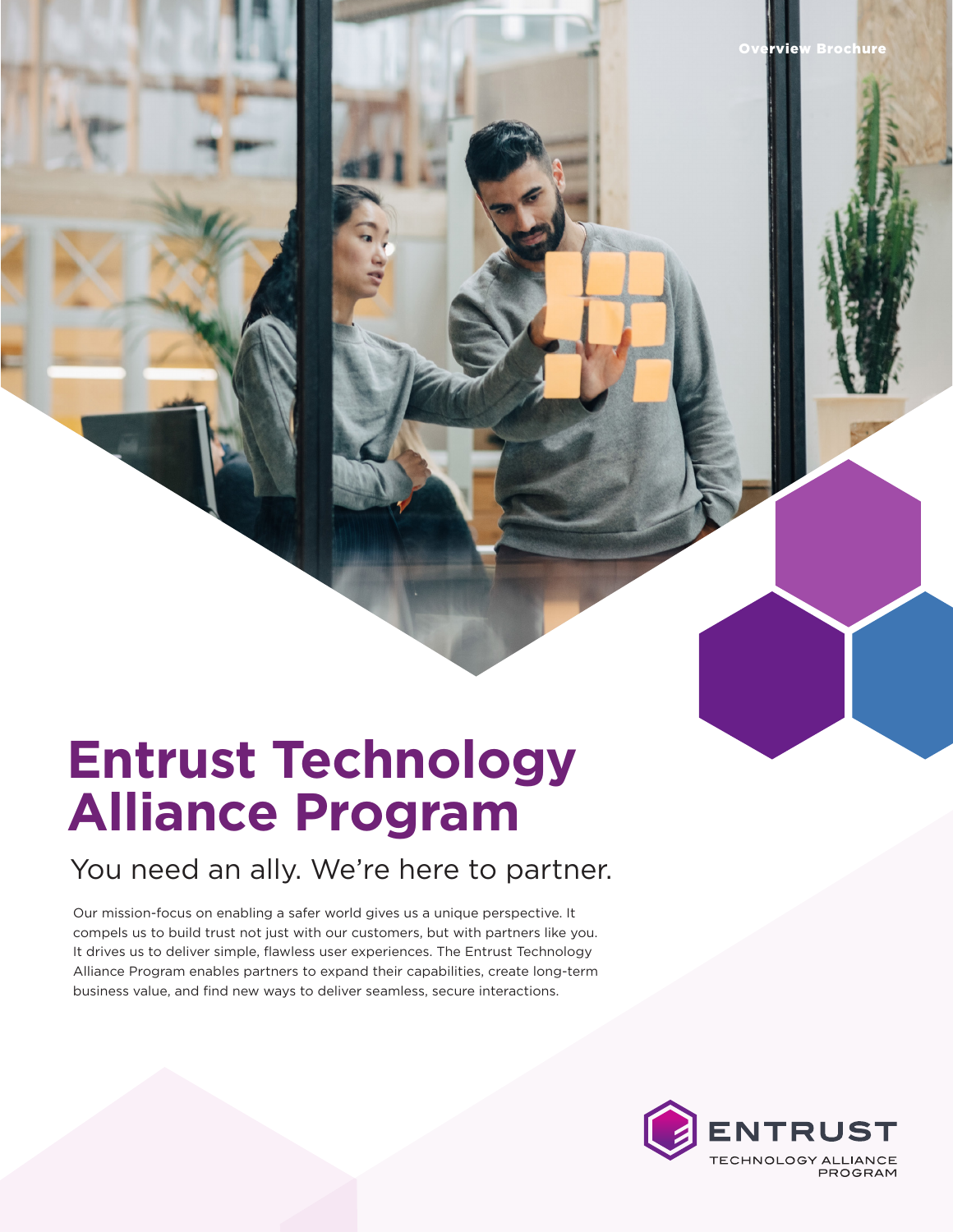Overview Brochure

# Entrust Technology Alliance Program

## You need an ally. We're here to partner.

Our mission-focus on enabling a safer world gives us a unique perspective. It compels us to build trust not just with our customers, but with partners like you. It drives us to deliver simple, flawless user experiences. The Entrust Technology Alliance Program enables partners to expand their capabilities, create long-term business value, and find new ways to deliver seamless, secure interactions.

ENTRUST TECHNOLOGY ALLIANCE PROGRAM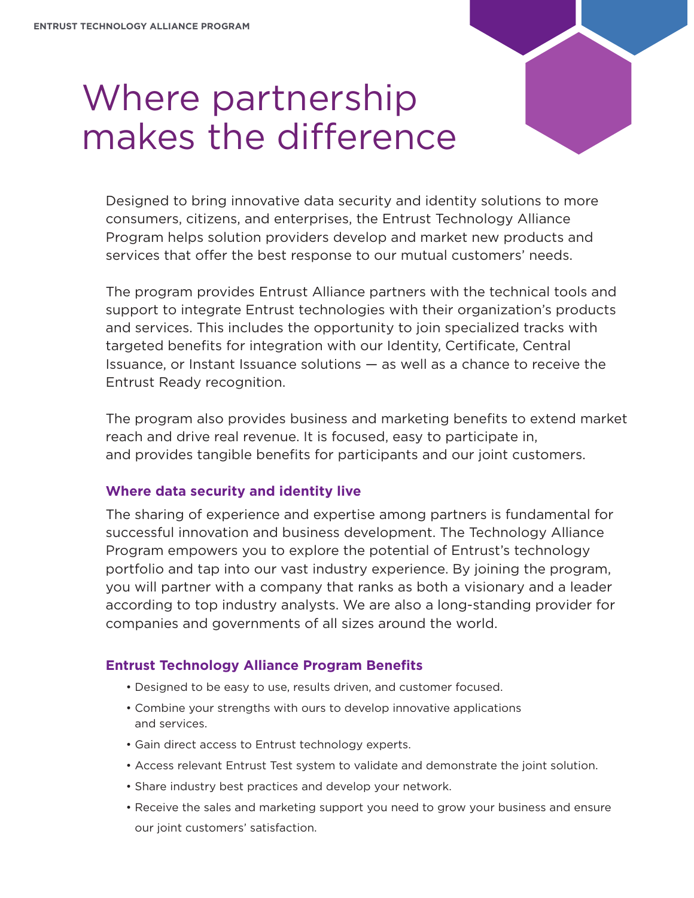# Where partnership makes the difference

Designed to bring innovative data security and identity solutions to more consumers, citizens, and enterprises, the Entrust Technology Alliance Program helps solution providers develop and market new products and services that offer the best response to our mutual customers' needs.

The program provides Entrust Alliance partners with the technical tools and support to integrate Entrust technologies with their organization's products and services. This includes the opportunity to join specialized tracks with targeted benefits for integration with our Identity, Certificate, Central Issuance, or Instant Issuance solutions — as well as a chance to receive the Entrust Ready recognition.

The program also provides business and marketing benefits to extend market reach and drive real revenue. It is focused, easy to participate in, and provides tangible benefits for participants and our joint customers.

### Where data security and identity live

The sharing of experience and expertise among partners is fundamental for successful innovation and business development. The Technology Alliance Program empowers you to explore the potential of Entrust's technology portfolio and tap into our vast industry experience. By joining the program, you will partner with a company that ranks as both a visionary and a leader according to top industry analysts. We are also a long-standing provider for companies and governments of all sizes around the world.

### Entrust Technology Alliance Program Benefits

- Designed to be easy to use, results driven, and customer focused.
- Combine your strengths with ours to develop innovative applications and services.
- Gain direct access to Entrust technology experts.
- Access relevant Entrust Test system to validate and demonstrate the joint solution.
- Share industry best practices and develop your network.
- Receive the sales and marketing support you need to grow your business and ensure our joint customers' satisfaction.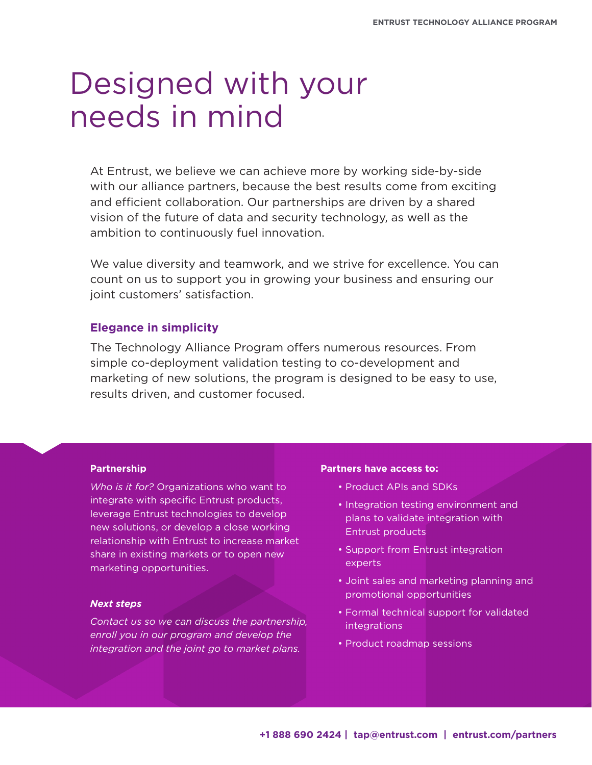# Designed with your needs in mind

At Entrust, we believe we can achieve more by working side-by-side with our alliance partners, because the best results come from exciting and efficient collaboration. Our partnerships are driven by a shared vision of the future of data and security technology, as well as the ambition to continuously fuel innovation.

We value diversity and teamwork, and we strive for excellence. You can count on us to support you in growing your business and ensuring our joint customers' satisfaction.

### Elegance in simplicity

The Technology Alliance Program offers numerous resources. From simple co-deployment validation testing to co-development and marketing of new solutions, the program is designed to be easy to use, results driven, and customer focused.

**Partnership**

*Who is it for?* Organizations who want to integrate with specific Entrust products, leverage Entrust technologies to develop new solutions, or develop a close working relationship with Entrust to increase market share in existing markets or to open new marketing opportunities.

***Next steps***

*Contact us so we can discuss the partnership, enroll you in our program and develop the integration and the joint go to market plans.*

**Partners have access to:**

- Product APIs and SDKs
- Integration testing environment and plans to validate integration with Entrust products
- Support from Entrust integration experts
- Joint sales and marketing planning and promotional opportunities
- Formal technical support for validated integrations
- Product roadmap sessions

**+1 888 690 2424 | tap@entrust.com | entrust.com/partners**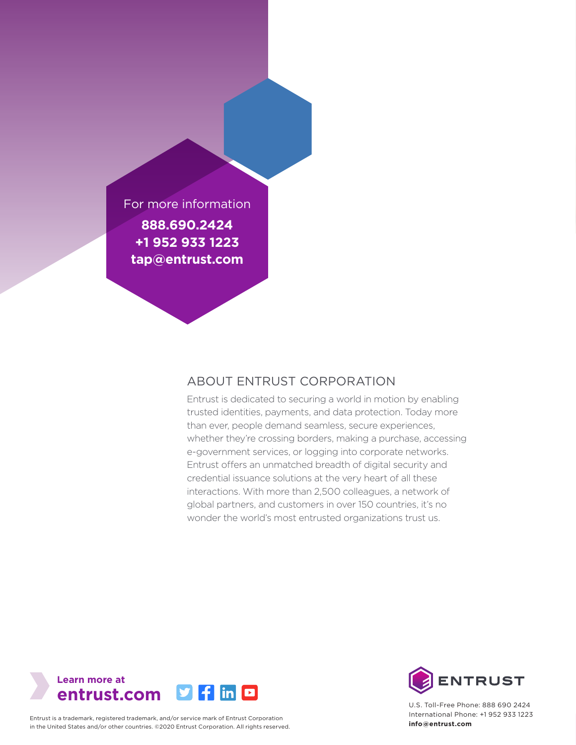For more information

**888.690.2424**
**+1 952 933 1223**
**tap@entrust.com**

## ABOUT ENTRUST CORPORATION

Entrust is dedicated to securing a world in motion by enabling trusted identities, payments, and data protection. Today more than ever, people demand seamless, secure experiences, whether they're crossing borders, making a purchase, accessing e-government services, or logging into corporate networks. Entrust offers an unmatched breadth of digital security and credential issuance solutions at the very heart of all these interactions. With more than 2,500 colleagues, a network of global partners, and customers in over 150 countries, it's no wonder the world's most entrusted organizations trust us.

**Learn more at**
**entrust.com**

Entrust is a trademark, registered trademark, and/or service mark of Entrust Corporation in the United States and/or other countries. ©2020 Entrust Corporation. All rights reserved.

ENTRUST

U.S. Toll-Free Phone: 888 690 2424
International Phone: +1 952 933 1223
**info@entrust.com**